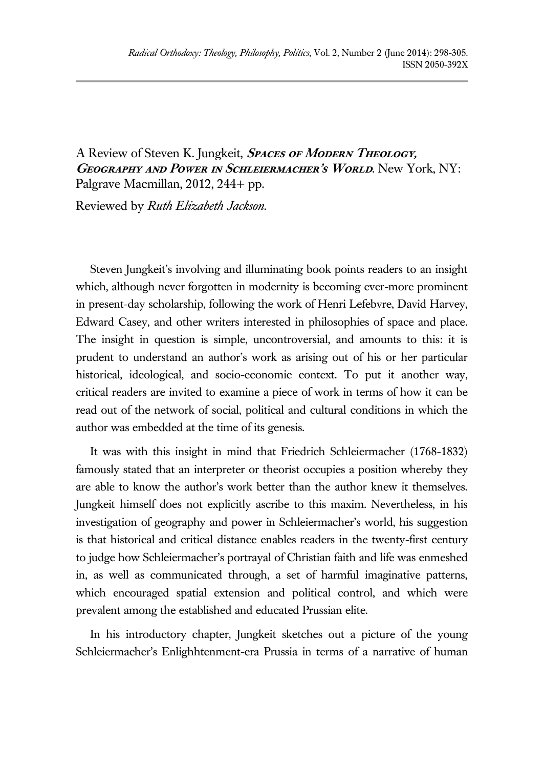A Review of Steven K. Jungkeit, ***Spaces of Modern Theology, Geography and Power in Schleiermacher's World***. New York, NY: Palgrave Macmillan, 2012, 244+ pp.

Reviewed by *Ruth Elizabeth Jackson.*

Steven Jungkeit's involving and illuminating book points readers to an insight which, although never forgotten in modernity is becoming ever-more prominent in present-day scholarship, following the work of Henri Lefebvre, David Harvey, Edward Casey, and other writers interested in philosophies of space and place. The insight in question is simple, uncontroversial, and amounts to this: it is prudent to understand an author's work as arising out of his or her particular historical, ideological, and socio-economic context. To put it another way, critical readers are invited to examine a piece of work in terms of how it can be read out of the network of social, political and cultural conditions in which the author was embedded at the time of its genesis.

It was with this insight in mind that Friedrich Schleiermacher (1768-1832) famously stated that an interpreter or theorist occupies a position whereby they are able to know the author's work better than the author knew it themselves. Jungkeit himself does not explicitly ascribe to this maxim. Nevertheless, in his investigation of geography and power in Schleiermacher's world, his suggestion is that historical and critical distance enables readers in the twenty-first century to judge how Schleiermacher's portrayal of Christian faith and life was enmeshed in, as well as communicated through, a set of harmful imaginative patterns, which encouraged spatial extension and political control, and which were prevalent among the established and educated Prussian elite.

In his introductory chapter, Jungkeit sketches out a picture of the young Schleiermacher's Enlighhtenment-era Prussia in terms of a narrative of human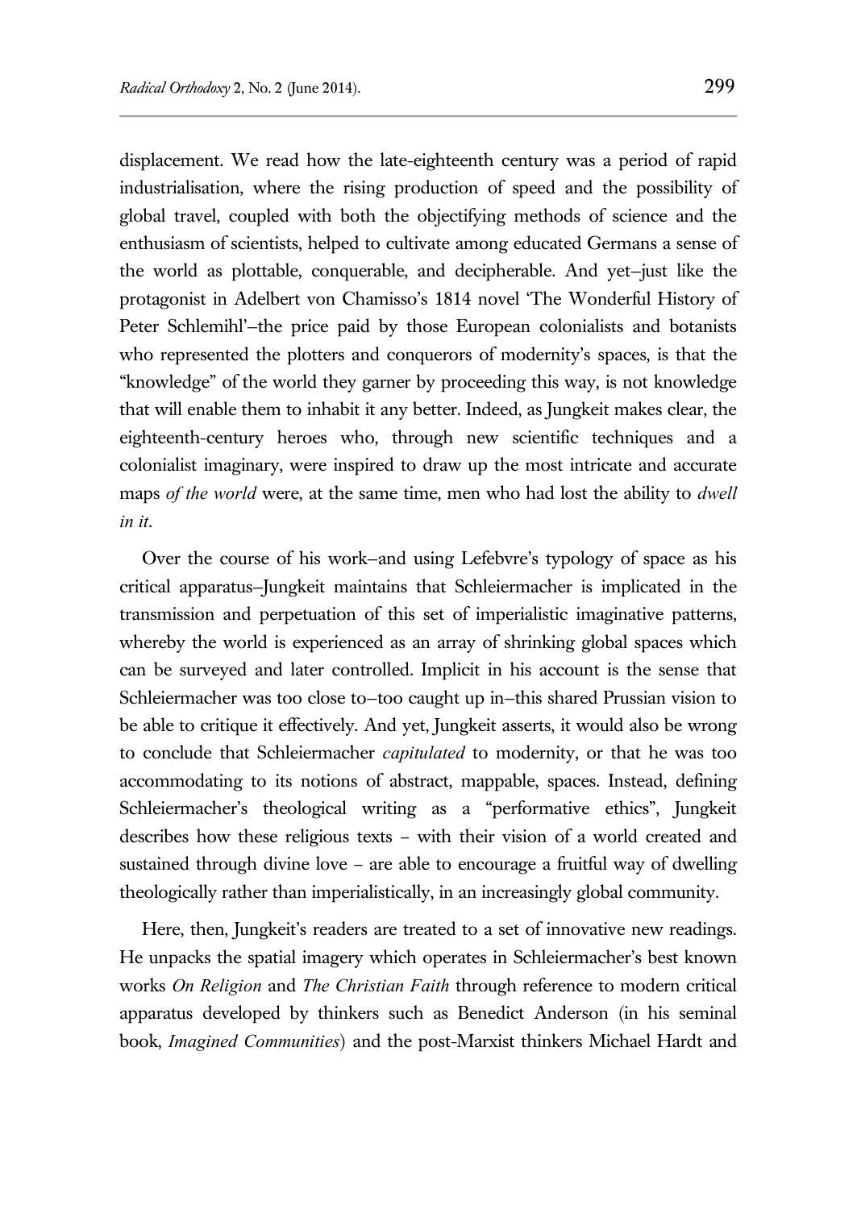displacement. We read how the late-eighteenth century was a period of rapid industrialisation, where the rising production of speed and the possibility of global travel, coupled with both the objectifying methods of science and the enthusiasm of scientists, helped to cultivate among educated Germans a sense of the world as plottable, conquerable, and decipherable. And yet–just like the protagonist in Adelbert von Chamisso's 1814 novel 'The Wonderful History of Peter Schlemihl'–the price paid by those European colonialists and botanists who represented the plotters and conquerors of modernity's spaces, is that the "knowledge" of the world they garner by proceeding this way, is not knowledge that will enable them to inhabit it any better. Indeed, as Jungkeit makes clear, the eighteenth-century heroes who, through new scientific techniques and a colonialist imaginary, were inspired to draw up the most intricate and accurate maps *of the world* were, at the same time, men who had lost the ability to *dwell in it*.

Over the course of his work–and using Lefebvre's typology of space as his critical apparatus–Jungkeit maintains that Schleiermacher is implicated in the transmission and perpetuation of this set of imperialistic imaginative patterns, whereby the world is experienced as an array of shrinking global spaces which can be surveyed and later controlled. Implicit in his account is the sense that Schleiermacher was too close to–too caught up in–this shared Prussian vision to be able to critique it effectively. And yet, Jungkeit asserts, it would also be wrong to conclude that Schleiermacher *capitulated* to modernity, or that he was too accommodating to its notions of abstract, mappable, spaces. Instead, defining Schleiermacher's theological writing as a "performative ethics", Jungkeit describes how these religious texts – with their vision of a world created and sustained through divine love – are able to encourage a fruitful way of dwelling theologically rather than imperialistically, in an increasingly global community.

Here, then, Jungkeit's readers are treated to a set of innovative new readings. He unpacks the spatial imagery which operates in Schleiermacher's best known works *On Religion* and *The Christian Faith* through reference to modern critical apparatus developed by thinkers such as Benedict Anderson (in his seminal book, *Imagined Communities*) and the post-Marxist thinkers Michael Hardt and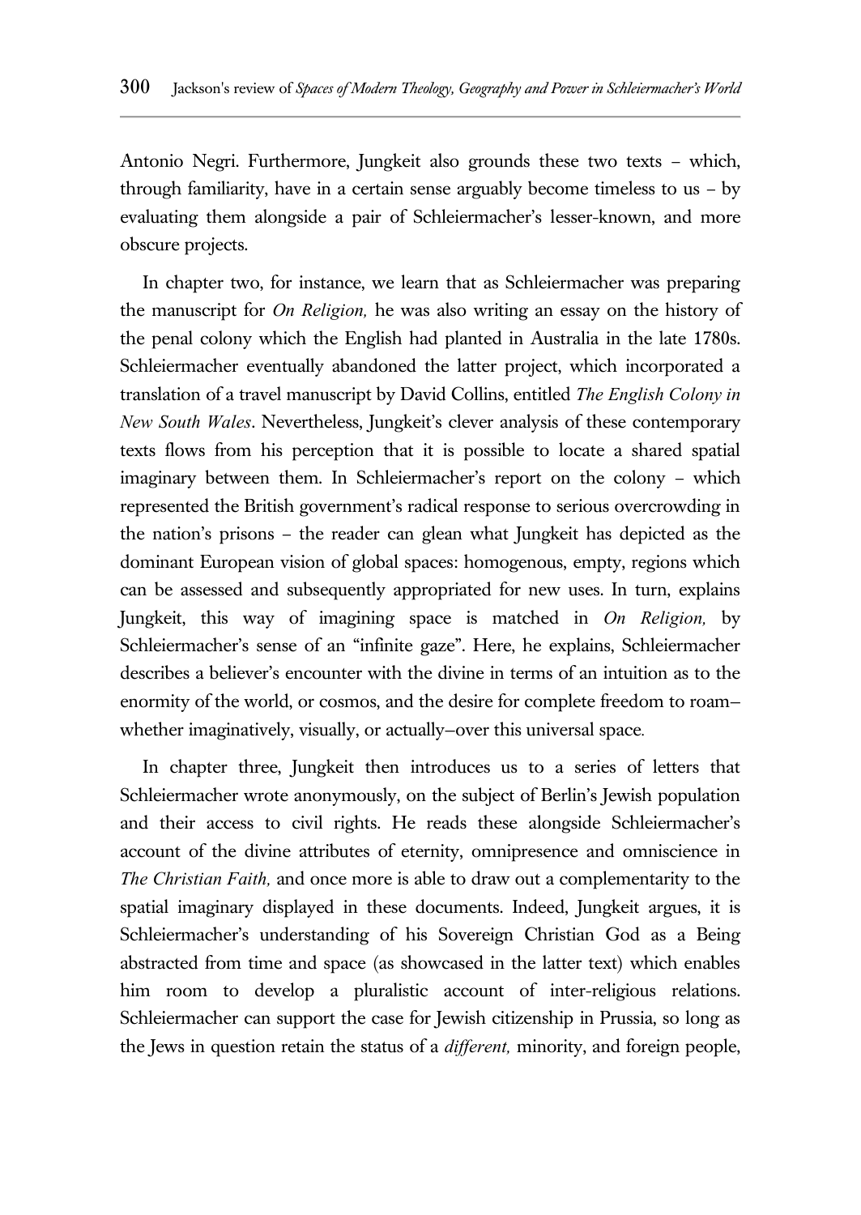Antonio Negri. Furthermore, Jungkeit also grounds these two texts – which, through familiarity, have in a certain sense arguably become timeless to us – by evaluating them alongside a pair of Schleiermacher's lesser-known, and more obscure projects.

In chapter two, for instance, we learn that as Schleiermacher was preparing the manuscript for *On Religion,* he was also writing an essay on the history of the penal colony which the English had planted in Australia in the late 1780s. Schleiermacher eventually abandoned the latter project, which incorporated a translation of a travel manuscript by David Collins, entitled *The English Colony in New South Wales*. Nevertheless, Jungkeit's clever analysis of these contemporary texts flows from his perception that it is possible to locate a shared spatial imaginary between them. In Schleiermacher's report on the colony – which represented the British government's radical response to serious overcrowding in the nation's prisons – the reader can glean what Jungkeit has depicted as the dominant European vision of global spaces: homogenous, empty, regions which can be assessed and subsequently appropriated for new uses. In turn, explains Jungkeit, this way of imagining space is matched in *On Religion,* by Schleiermacher's sense of an "infinite gaze". Here, he explains, Schleiermacher describes a believer's encounter with the divine in terms of an intuition as to the enormity of the world, or cosmos, and the desire for complete freedom to roam–whether imaginatively, visually, or actually–over this universal space.

In chapter three, Jungkeit then introduces us to a series of letters that Schleiermacher wrote anonymously, on the subject of Berlin's Jewish population and their access to civil rights. He reads these alongside Schleiermacher's account of the divine attributes of eternity, omnipresence and omniscience in *The Christian Faith,* and once more is able to draw out a complementarity to the spatial imaginary displayed in these documents. Indeed, Jungkeit argues, it is Schleiermacher's understanding of his Sovereign Christian God as a Being abstracted from time and space (as showcased in the latter text) which enables him room to develop a pluralistic account of inter-religious relations. Schleiermacher can support the case for Jewish citizenship in Prussia, so long as the Jews in question retain the status of a *different,* minority, and foreign people,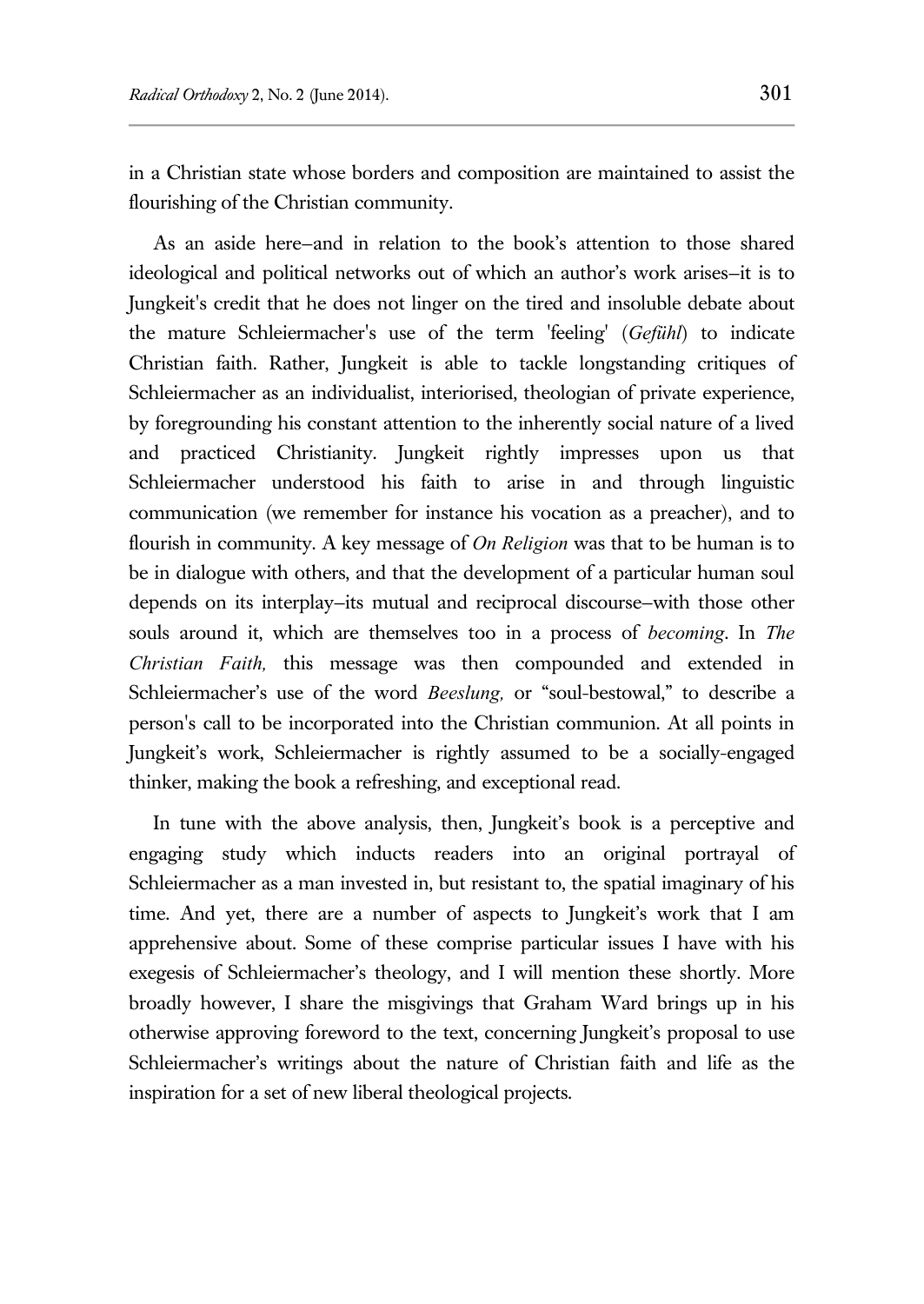in a Christian state whose borders and composition are maintained to assist the flourishing of the Christian community.

As an aside here–and in relation to the book's attention to those shared ideological and political networks out of which an author's work arises–it is to Jungkeit's credit that he does not linger on the tired and insoluble debate about the mature Schleiermacher's use of the term 'feeling' (*Gefühl*) to indicate Christian faith. Rather, Jungkeit is able to tackle longstanding critiques of Schleiermacher as an individualist, interiorised, theologian of private experience, by foregrounding his constant attention to the inherently social nature of a lived and practiced Christianity. Jungkeit rightly impresses upon us that Schleiermacher understood his faith to arise in and through linguistic communication (we remember for instance his vocation as a preacher), and to flourish in community. A key message of *On Religion* was that to be human is to be in dialogue with others, and that the development of a particular human soul depends on its interplay–its mutual and reciprocal discourse–with those other souls around it, which are themselves too in a process of *becoming*. In *The Christian Faith,* this message was then compounded and extended in Schleiermacher's use of the word *Beeslung,* or "soul-bestowal," to describe a person's call to be incorporated into the Christian communion. At all points in Jungkeit's work, Schleiermacher is rightly assumed to be a socially-engaged thinker, making the book a refreshing, and exceptional read.

In tune with the above analysis, then, Jungkeit's book is a perceptive and engaging study which inducts readers into an original portrayal of Schleiermacher as a man invested in, but resistant to, the spatial imaginary of his time. And yet, there are a number of aspects to Jungkeit's work that I am apprehensive about. Some of these comprise particular issues I have with his exegesis of Schleiermacher's theology, and I will mention these shortly. More broadly however, I share the misgivings that Graham Ward brings up in his otherwise approving foreword to the text, concerning Jungkeit's proposal to use Schleiermacher's writings about the nature of Christian faith and life as the inspiration for a set of new liberal theological projects.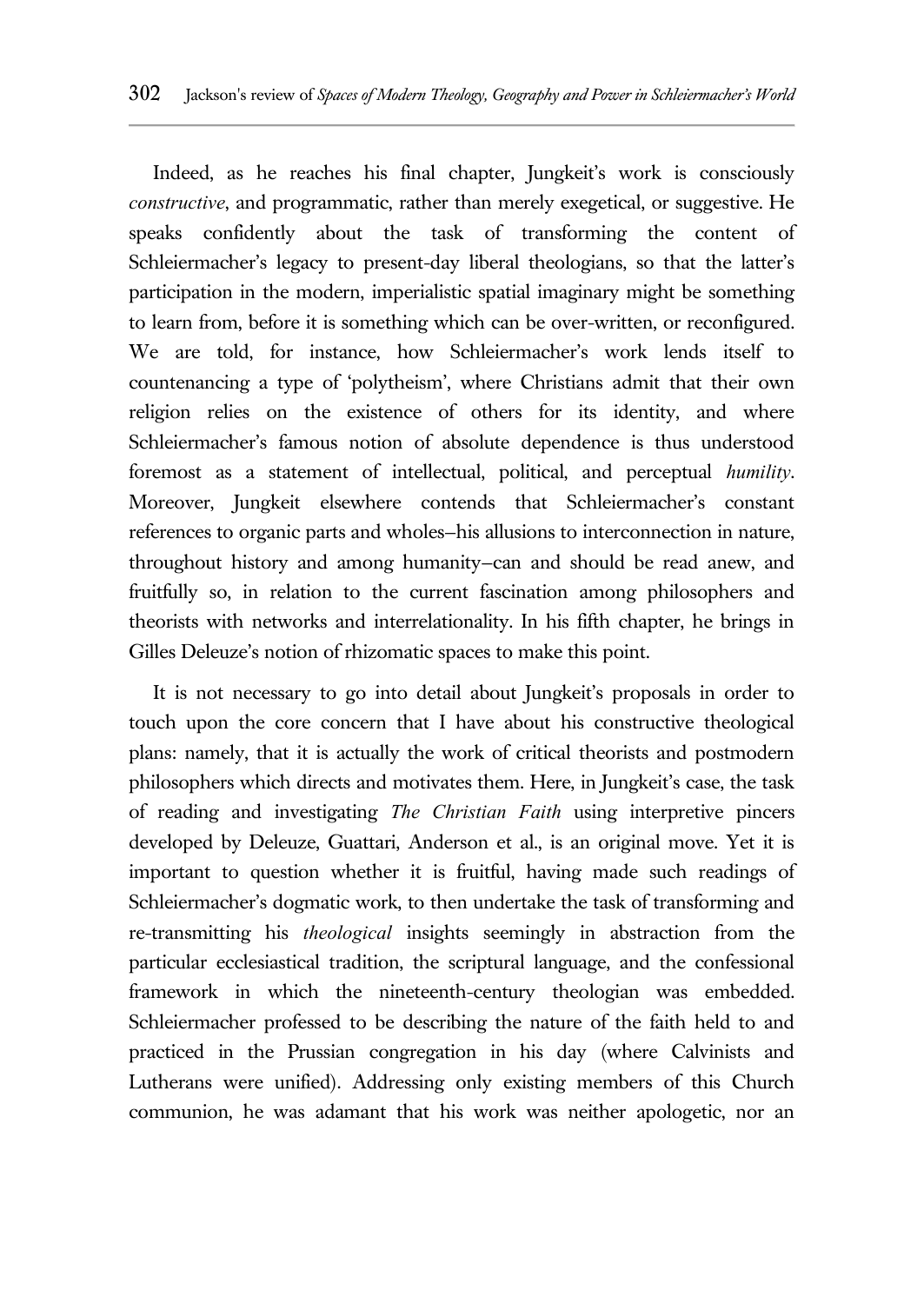Indeed, as he reaches his final chapter, Jungkeit's work is consciously *constructive*, and programmatic, rather than merely exegetical, or suggestive. He speaks confidently about the task of transforming the content of Schleiermacher's legacy to present-day liberal theologians, so that the latter's participation in the modern, imperialistic spatial imaginary might be something to learn from, before it is something which can be over-written, or reconfigured. We are told, for instance, how Schleiermacher's work lends itself to countenancing a type of 'polytheism', where Christians admit that their own religion relies on the existence of others for its identity, and where Schleiermacher's famous notion of absolute dependence is thus understood foremost as a statement of intellectual, political, and perceptual *humility*. Moreover, Jungkeit elsewhere contends that Schleiermacher's constant references to organic parts and wholes–his allusions to interconnection in nature, throughout history and among humanity–can and should be read anew, and fruitfully so, in relation to the current fascination among philosophers and theorists with networks and interrelationality. In his fifth chapter, he brings in Gilles Deleuze's notion of rhizomatic spaces to make this point.

It is not necessary to go into detail about Jungkeit's proposals in order to touch upon the core concern that I have about his constructive theological plans: namely, that it is actually the work of critical theorists and postmodern philosophers which directs and motivates them. Here, in Jungkeit's case, the task of reading and investigating *The Christian Faith* using interpretive pincers developed by Deleuze, Guattari, Anderson et al., is an original move. Yet it is important to question whether it is fruitful, having made such readings of Schleiermacher's dogmatic work, to then undertake the task of transforming and re-transmitting his *theological* insights seemingly in abstraction from the particular ecclesiastical tradition, the scriptural language, and the confessional framework in which the nineteenth-century theologian was embedded. Schleiermacher professed to be describing the nature of the faith held to and practiced in the Prussian congregation in his day (where Calvinists and Lutherans were unified). Addressing only existing members of this Church communion, he was adamant that his work was neither apologetic, nor an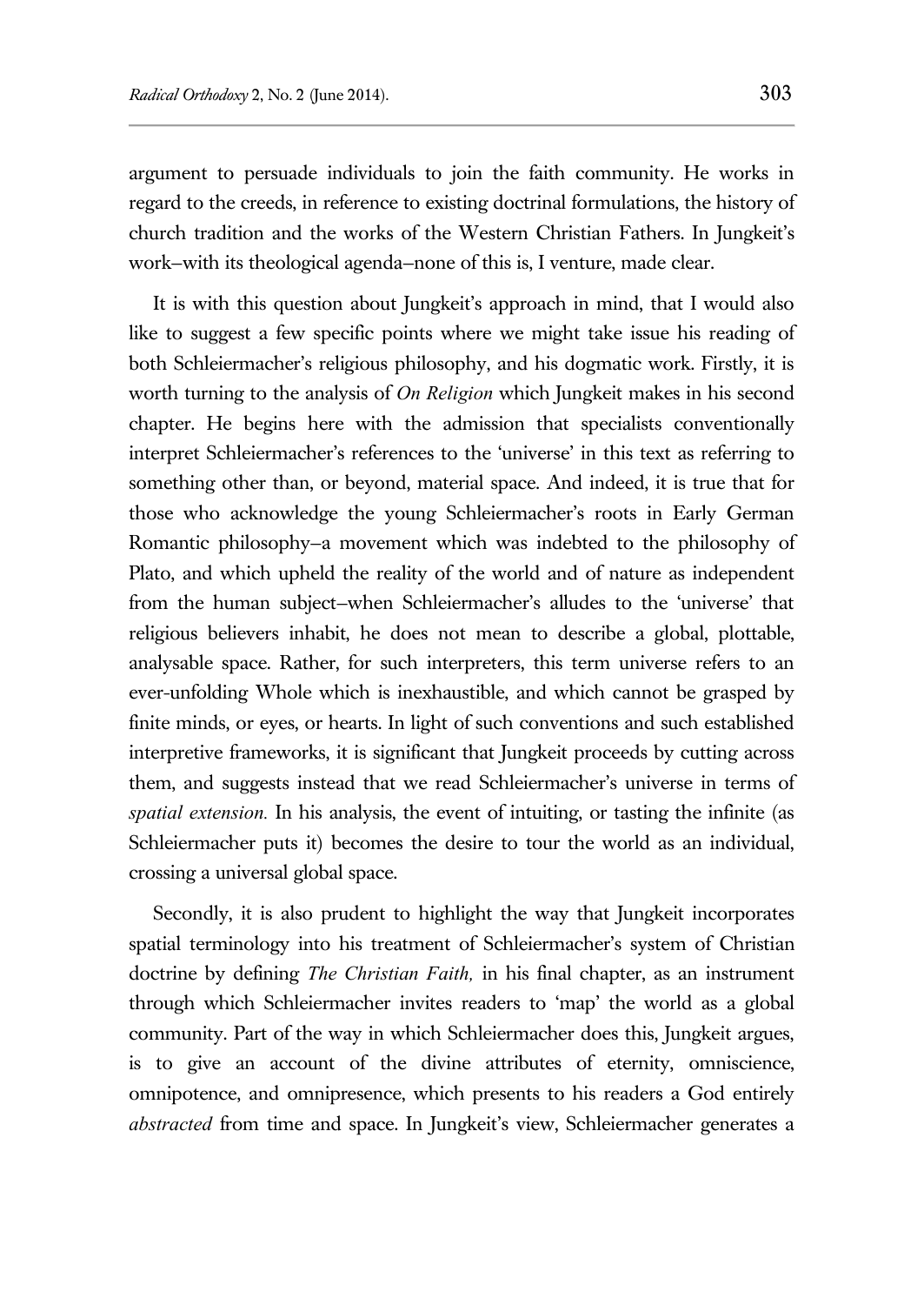argument to persuade individuals to join the faith community. He works in regard to the creeds, in reference to existing doctrinal formulations, the history of church tradition and the works of the Western Christian Fathers. In Jungkeit's work—with its theological agenda—none of this is, I venture, made clear.

It is with this question about Jungkeit's approach in mind, that I would also like to suggest a few specific points where we might take issue his reading of both Schleiermacher's religious philosophy, and his dogmatic work. Firstly, it is worth turning to the analysis of *On Religion* which Jungkeit makes in his second chapter. He begins here with the admission that specialists conventionally interpret Schleiermacher's references to the 'universe' in this text as referring to something other than, or beyond, material space. And indeed, it is true that for those who acknowledge the young Schleiermacher's roots in Early German Romantic philosophy—a movement which was indebted to the philosophy of Plato, and which upheld the reality of the world and of nature as independent from the human subject—when Schleiermacher's alludes to the 'universe' that religious believers inhabit, he does not mean to describe a global, plottable, analysable space. Rather, for such interpreters, this term universe refers to an ever-unfolding Whole which is inexhaustible, and which cannot be grasped by finite minds, or eyes, or hearts. In light of such conventions and such established interpretive frameworks, it is significant that Jungkeit proceeds by cutting across them, and suggests instead that we read Schleiermacher's universe in terms of *spatial extension.* In his analysis, the event of intuiting, or tasting the infinite (as Schleiermacher puts it) becomes the desire to tour the world as an individual, crossing a universal global space.

Secondly, it is also prudent to highlight the way that Jungkeit incorporates spatial terminology into his treatment of Schleiermacher's system of Christian doctrine by defining *The Christian Faith,* in his final chapter, as an instrument through which Schleiermacher invites readers to 'map' the world as a global community. Part of the way in which Schleiermacher does this, Jungkeit argues, is to give an account of the divine attributes of eternity, omniscience, omnipotence, and omnipresence, which presents to his readers a God entirely *abstracted* from time and space. In Jungkeit's view, Schleiermacher generates a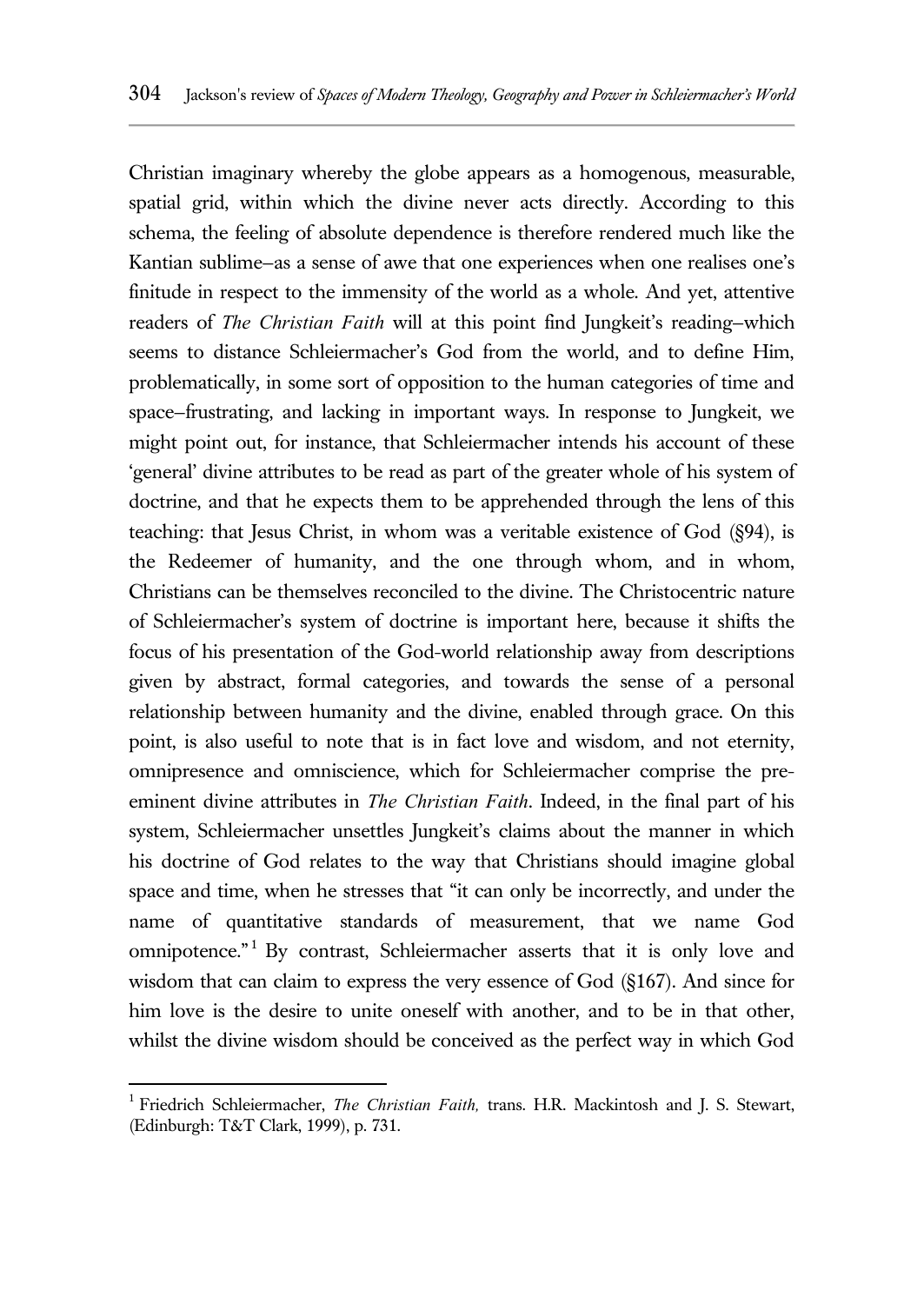Christian imaginary whereby the globe appears as a homogenous, measurable, spatial grid, within which the divine never acts directly. According to this schema, the feeling of absolute dependence is therefore rendered much like the Kantian sublime–as a sense of awe that one experiences when one realises one's finitude in respect to the immensity of the world as a whole. And yet, attentive readers of *The Christian Faith* will at this point find Jungkeit's reading–which seems to distance Schleiermacher's God from the world, and to define Him, problematically, in some sort of opposition to the human categories of time and space–frustrating, and lacking in important ways. In response to Jungkeit, we might point out, for instance, that Schleiermacher intends his account of these 'general' divine attributes to be read as part of the greater whole of his system of doctrine, and that he expects them to be apprehended through the lens of this teaching: that Jesus Christ, in whom was a veritable existence of God (§94), is the Redeemer of humanity, and the one through whom, and in whom, Christians can be themselves reconciled to the divine. The Christocentric nature of Schleiermacher's system of doctrine is important here, because it shifts the focus of his presentation of the God-world relationship away from descriptions given by abstract, formal categories, and towards the sense of a personal relationship between humanity and the divine, enabled through grace. On this point, is also useful to note that is in fact love and wisdom, and not eternity, omnipresence and omniscience, which for Schleiermacher comprise the pre-eminent divine attributes in *The Christian Faith*. Indeed, in the final part of his system, Schleiermacher unsettles Jungkeit's claims about the manner in which his doctrine of God relates to the way that Christians should imagine global space and time, when he stresses that "it can only be incorrectly, and under the name of quantitative standards of measurement, that we name God omnipotence."[1] By contrast, Schleiermacher asserts that it is only love and wisdom that can claim to express the very essence of God (§167). And since for him love is the desire to unite oneself with another, and to be in that other, whilst the divine wisdom should be conceived as the perfect way in which God

---

[1] Friedrich Schleiermacher, *The Christian Faith,* trans. H.R. Mackintosh and J. S. Stewart, (Edinburgh: T&T Clark, 1999), p. 731.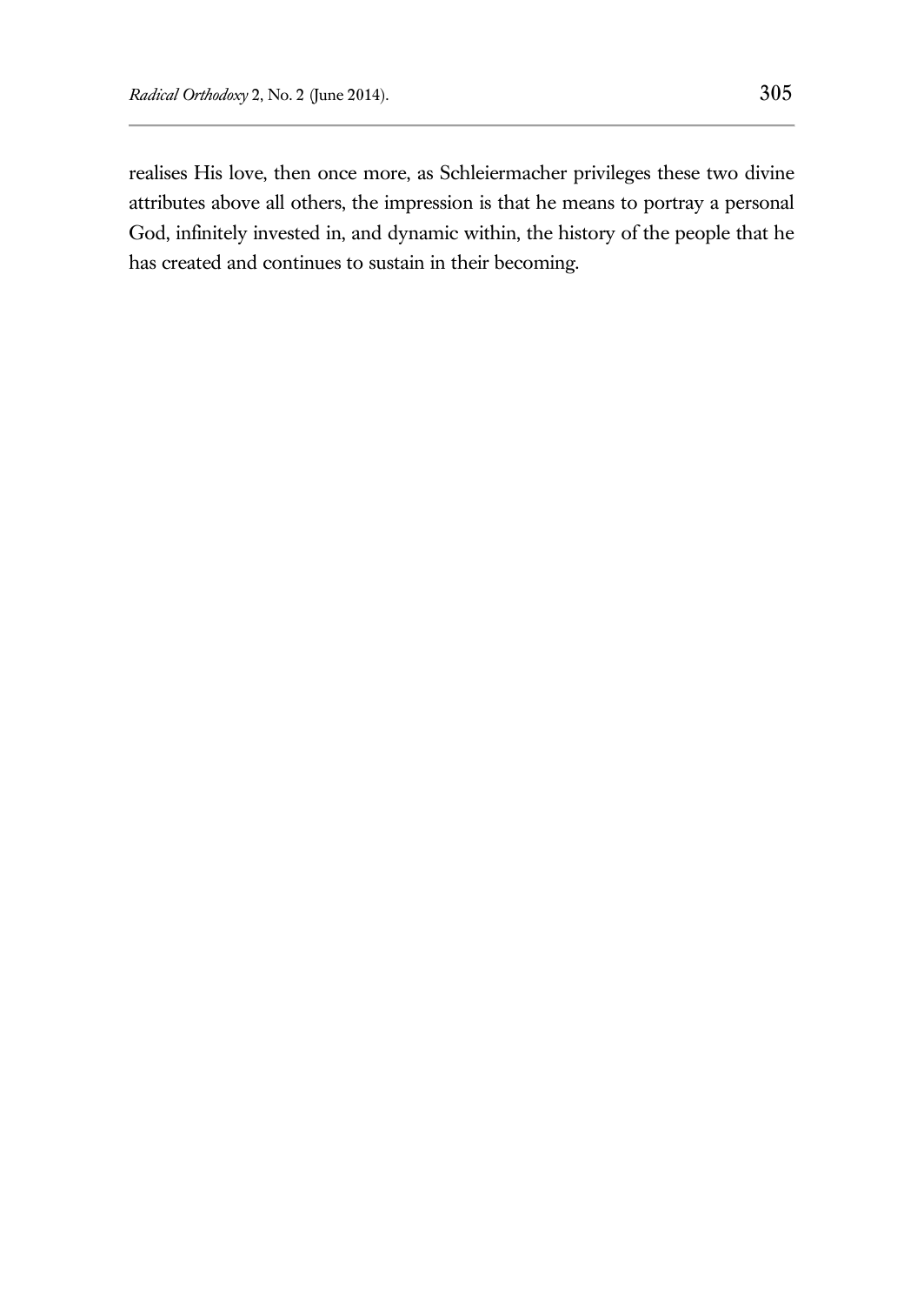realises His love, then once more, as Schleiermacher privileges these two divine attributes above all others, the impression is that he means to portray a personal God, infinitely invested in, and dynamic within, the history of the people that he has created and continues to sustain in their becoming.